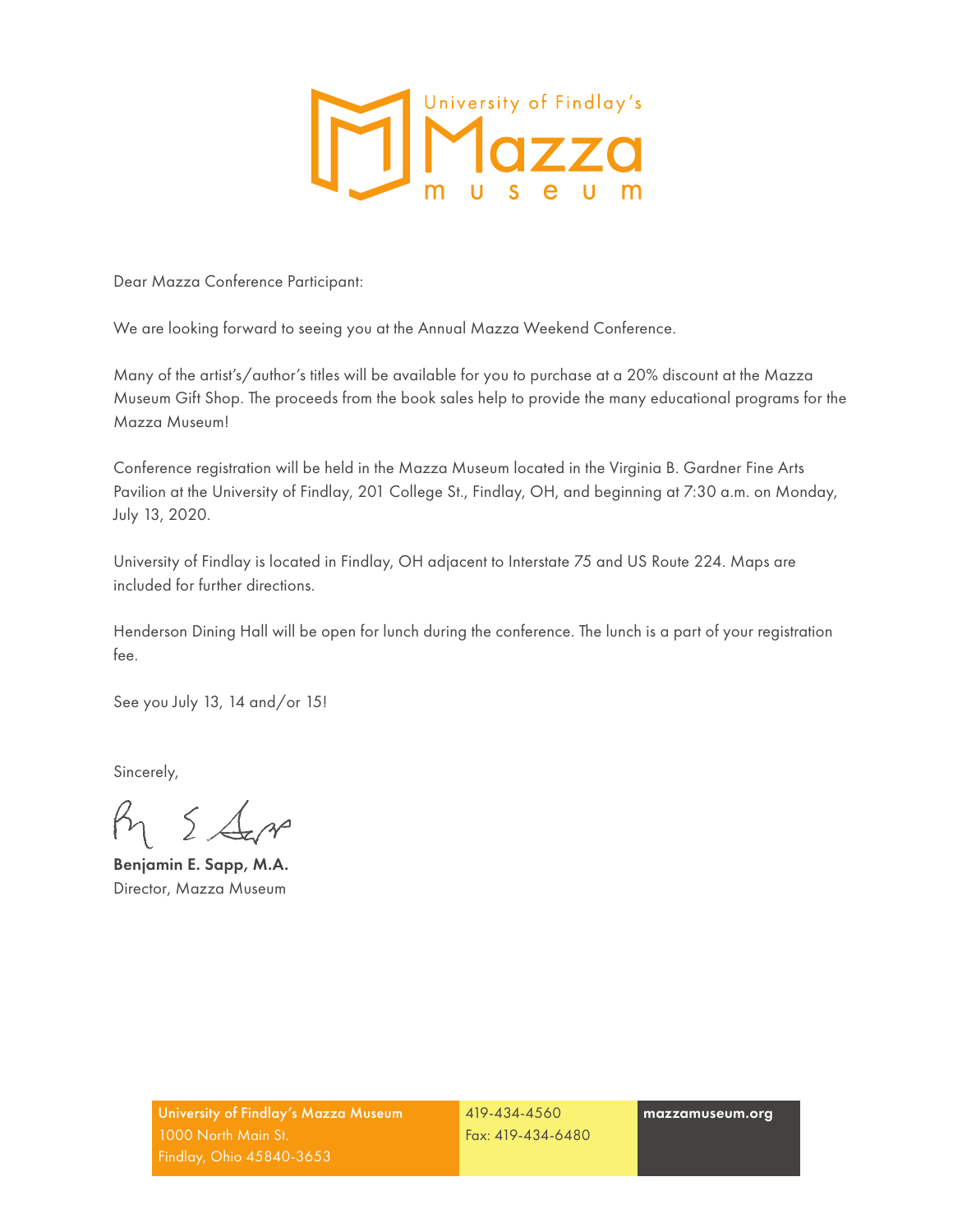University of Findlay's Mazza museum

Dear Mazza Conference Participant:

We are looking forward to seeing you at the Annual Mazza Weekend Conference.

Many of the artist's/author's titles will be available for you to purchase at a 20% discount at the Mazza Museum Gift Shop. The proceeds from the book sales help to provide the many educational programs for the Mazza Museum!

Conference registration will be held in the Mazza Museum located in the Virginia B. Gardner Fine Arts Pavilion at the University of Findlay, 201 College St., Findlay, OH, and beginning at 7:30 a.m. on Monday, July 13, 2020.

University of Findlay is located in Findlay, OH adjacent to Interstate 75 and US Route 224. Maps are included for further directions.

Henderson Dining Hall will be open for lunch during the conference. The lunch is a part of your registration fee.

See you July 13, 14 and/or 15!

Sincerely,

**Benjamin E. Sapp, M.A.**
Director, Mazza Museum

University of Findlay's Mazza Museum
1000 North Main St.
Findlay, Ohio 45840-3653

419-434-4560
Fax: 419-434-6480

**mazzamuseum.org**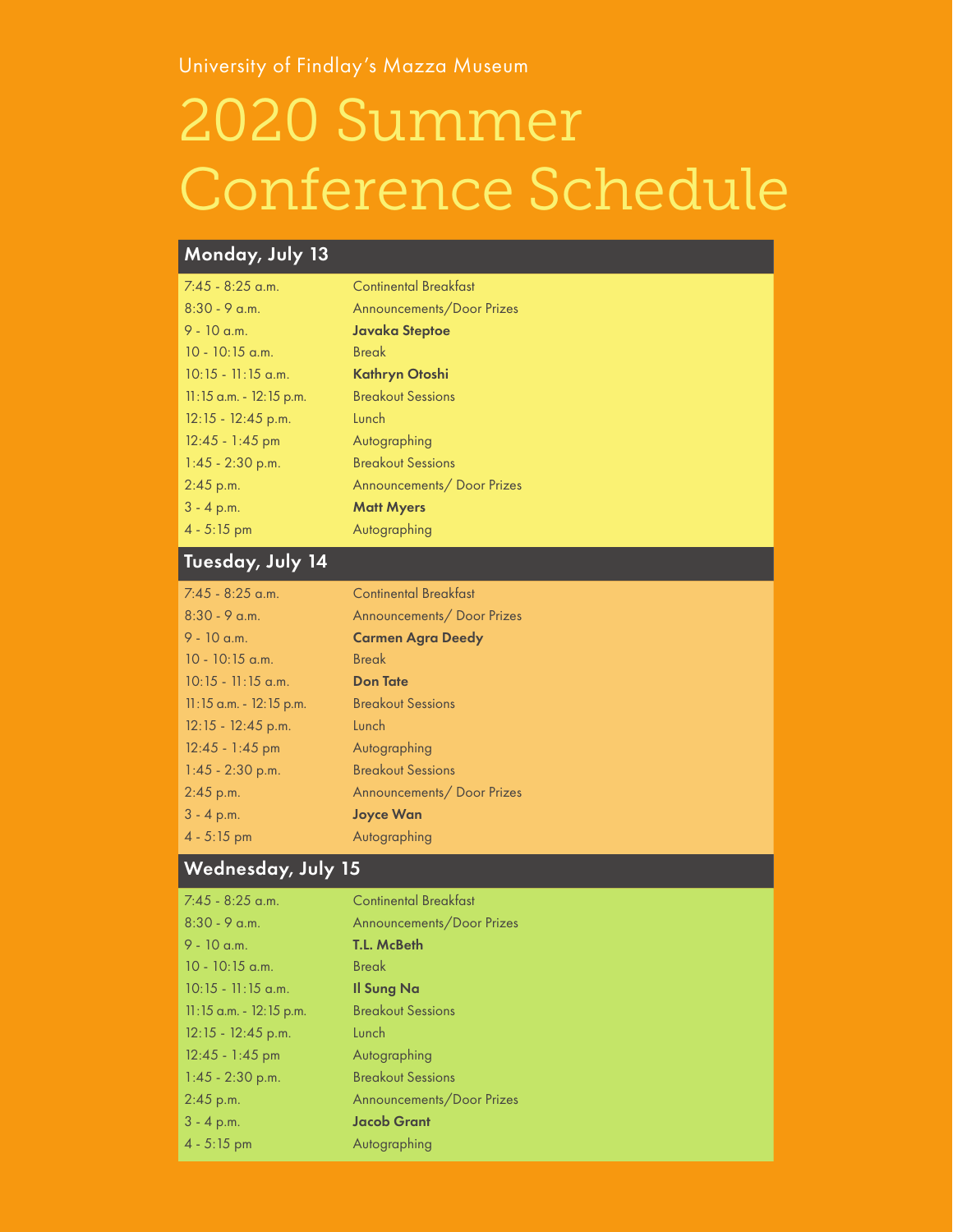University of Findlay's Mazza Museum

# 2020 Summer Conference Schedule

## Monday, July 13

| | |
|---|---|
| 7:45 - 8:25 a.m. | Continental Breakfast |
| 8:30 - 9 a.m. | Announcements/Door Prizes |
| 9 - 10 a.m. | **Javaka Steptoe** |
| 10 - 10:15 a.m. | Break |
| 10:15 - 11:15 a.m. | **Kathryn Otoshi** |
| 11:15 a.m. - 12:15 p.m. | Breakout Sessions |
| 12:15 - 12:45 p.m. | Lunch |
| 12:45 - 1:45 pm | Autographing |
| 1:45 - 2:30 p.m. | Breakout Sessions |
| 2:45 p.m. | Announcements/ Door Prizes |
| 3 - 4 p.m. | **Matt Myers** |
| 4 - 5:15 pm | Autographing |

## Tuesday, July 14

| | |
|---|---|
| 7:45 - 8:25 a.m. | Continental Breakfast |
| 8:30 - 9 a.m. | Announcements/ Door Prizes |
| 9 - 10 a.m. | **Carmen Agra Deedy** |
| 10 - 10:15 a.m. | Break |
| 10:15 - 11:15 a.m. | **Don Tate** |
| 11:15 a.m. - 12:15 p.m. | Breakout Sessions |
| 12:15 - 12:45 p.m. | Lunch |
| 12:45 - 1:45 pm | Autographing |
| 1:45 - 2:30 p.m. | Breakout Sessions |
| 2:45 p.m. | Announcements/ Door Prizes |
| 3 - 4 p.m. | **Joyce Wan** |
| 4 - 5:15 pm | Autographing |

## Wednesday, July 15

| | |
|---|---|
| 7:45 - 8:25 a.m. | Continental Breakfast |
| 8:30 - 9 a.m. | Announcements/Door Prizes |
| 9 - 10 a.m. | **T.L. McBeth** |
| 10 - 10:15 a.m. | Break |
| 10:15 - 11:15 a.m. | **Il Sung Na** |
| 11:15 a.m. - 12:15 p.m. | Breakout Sessions |
| 12:15 - 12:45 p.m. | Lunch |
| 12:45 - 1:45 pm | Autographing |
| 1:45 - 2:30 p.m. | Breakout Sessions |
| 2:45 p.m. | Announcements/Door Prizes |
| 3 - 4 p.m. | **Jacob Grant** |
| 4 - 5:15 pm | Autographing |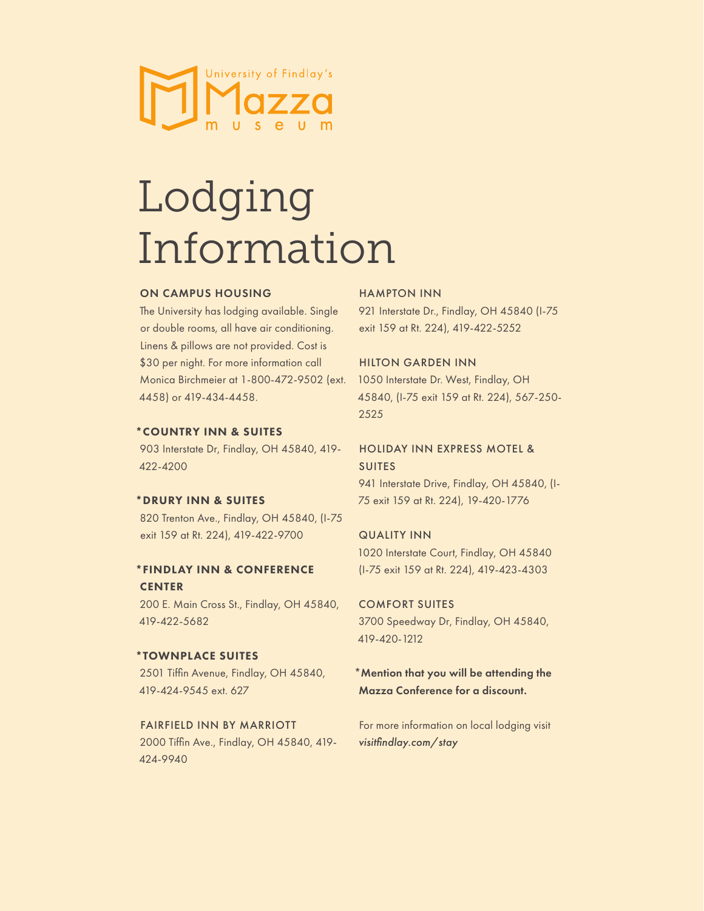University of Findlay's Mazza museum

# Lodging Information

## ON CAMPUS HOUSING

The University has lodging available. Single or double rooms, all have air conditioning. Linens & pillows are not provided. Cost is $30 per night. For more information call Monica Birchmeier at 1-800-472-9502 (ext. 4458) or 419-434-4458.

## *COUNTRY INN & SUITES

903 Interstate Dr, Findlay, OH 45840, 419-422-4200

## *DRURY INN & SUITES

820 Trenton Ave., Findlay, OH 45840, (I-75 exit 159 at Rt. 224), 419-422-9700

## *FINDLAY INN & CONFERENCE CENTER

200 E. Main Cross St., Findlay, OH 45840, 419-422-5682

## *TOWNPLACE SUITES

2501 Tiffin Avenue, Findlay, OH 45840, 419-424-9545 ext. 627

## FAIRFIELD INN BY MARRIOTT

2000 Tiffin Ave., Findlay, OH 45840, 419-424-9940

## HAMPTON INN

921 Interstate Dr., Findlay, OH 45840 (I-75 exit 159 at Rt. 224), 419-422-5252

## HILTON GARDEN INN

1050 Interstate Dr. West, Findlay, OH 45840, (I-75 exit 159 at Rt. 224), 567-250-2525

## HOLIDAY INN EXPRESS MOTEL & SUITES

941 Interstate Drive, Findlay, OH 45840, (I-75 exit 159 at Rt. 224), 19-420-1776

## QUALITY INN

1020 Interstate Court, Findlay, OH 45840 (I-75 exit 159 at Rt. 224), 419-423-4303

## COMFORT SUITES

3700 Speedway Dr, Findlay, OH 45840, 419-420-1212

**\*Mention that you will be attending the Mazza Conference for a discount.**

For more information on local lodging visit *visitfindlay.com/stay*